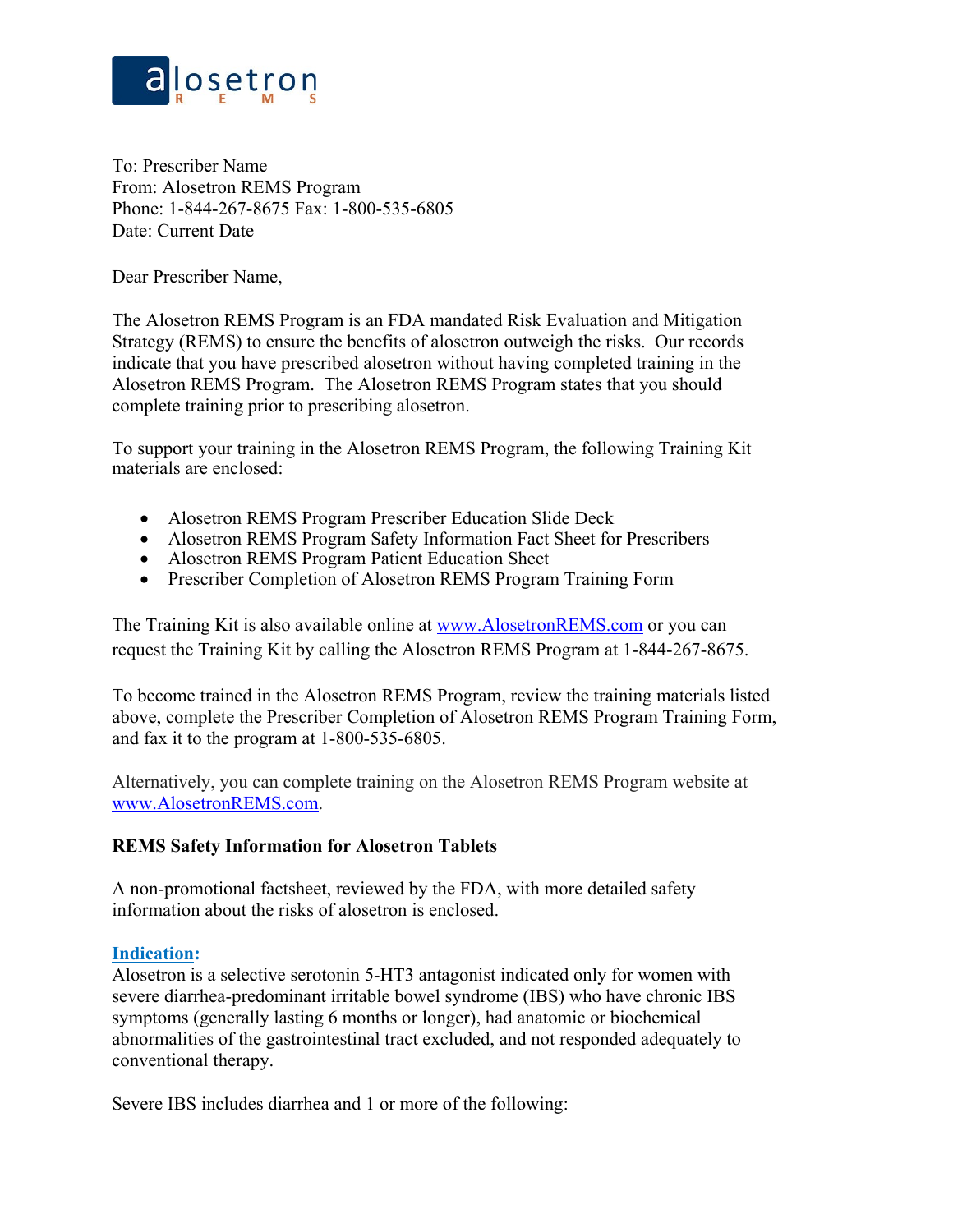alosetron REMS

To: Prescriber Name
From: Alosetron REMS Program
Phone: 1-844-267-8675 Fax: 1-800-535-6805
Date: Current Date

Dear Prescriber Name,

The Alosetron REMS Program is an FDA mandated Risk Evaluation and Mitigation Strategy (REMS) to ensure the benefits of alosetron outweigh the risks. Our records indicate that you have prescribed alosetron without having completed training in the Alosetron REMS Program. The Alosetron REMS Program states that you should complete training prior to prescribing alosetron.

To support your training in the Alosetron REMS Program, the following Training Kit materials are enclosed:

- Alosetron REMS Program Prescriber Education Slide Deck
- Alosetron REMS Program Safety Information Fact Sheet for Prescribers
- Alosetron REMS Program Patient Education Sheet
- Prescriber Completion of Alosetron REMS Program Training Form

The Training Kit is also available online at www.AlosetronREMS.com or you can request the Training Kit by calling the Alosetron REMS Program at 1-844-267-8675.

To become trained in the Alosetron REMS Program, review the training materials listed above, complete the Prescriber Completion of Alosetron REMS Program Training Form, and fax it to the program at 1-800-535-6805.

Alternatively, you can complete training on the Alosetron REMS Program website at www.AlosetronREMS.com.

**REMS Safety Information for Alosetron Tablets**

A non-promotional factsheet, reviewed by the FDA, with more detailed safety information about the risks of alosetron is enclosed.

**Indication:**

Alosetron is a selective serotonin 5-HT3 antagonist indicated only for women with severe diarrhea-predominant irritable bowel syndrome (IBS) who have chronic IBS symptoms (generally lasting 6 months or longer), had anatomic or biochemical abnormalities of the gastrointestinal tract excluded, and not responded adequately to conventional therapy.

Severe IBS includes diarrhea and 1 or more of the following: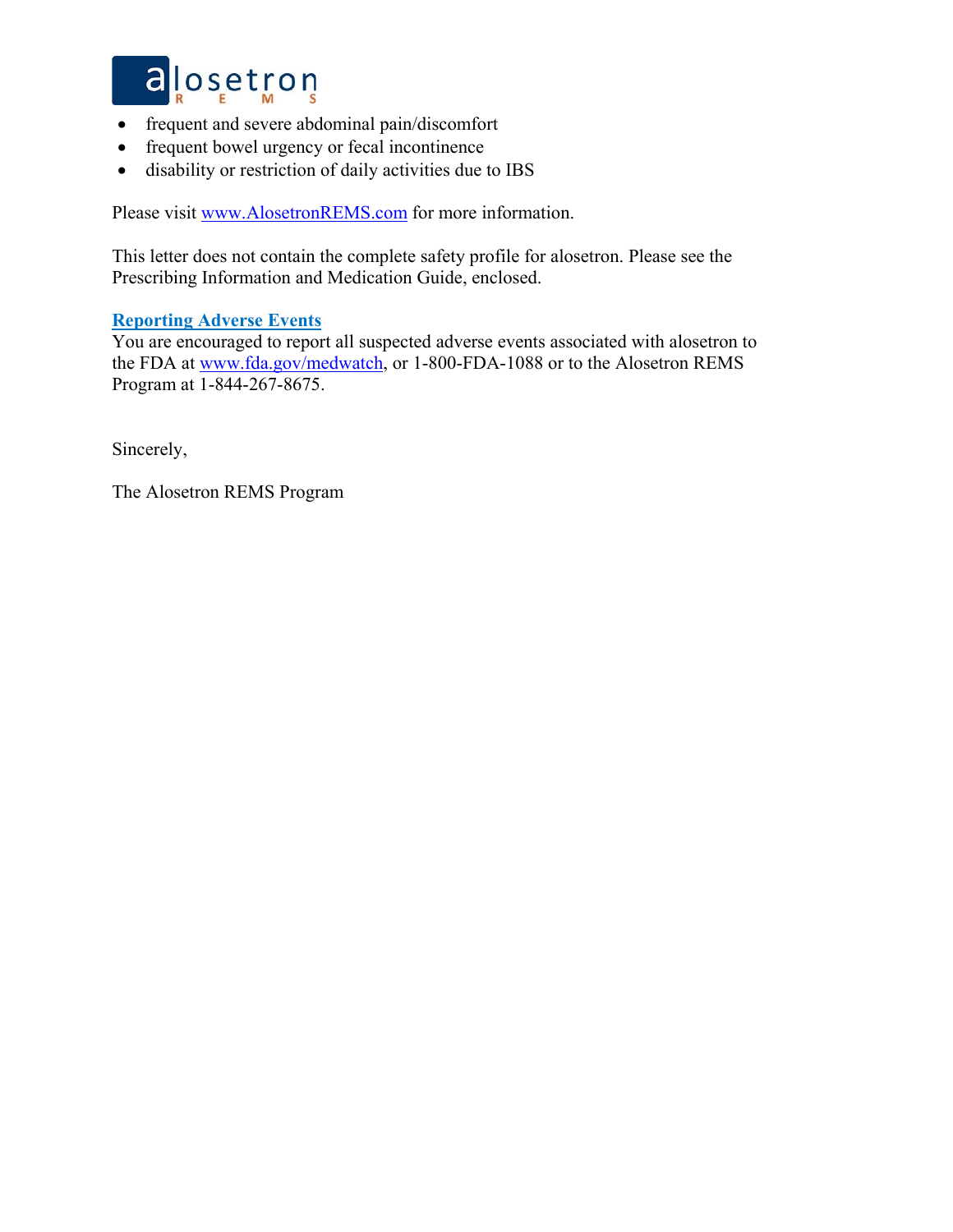- frequent and severe abdominal pain/discomfort
- frequent bowel urgency or fecal incontinence
- disability or restriction of daily activities due to IBS

Please visit www.AlosetronREMS.com for more information.

This letter does not contain the complete safety profile for alosetron. Please see the Prescribing Information and Medication Guide, enclosed.

**Reporting Adverse Events**

You are encouraged to report all suspected adverse events associated with alosetron to the FDA at www.fda.gov/medwatch, or 1-800-FDA-1088 or to the Alosetron REMS Program at 1-844-267-8675.

Sincerely,

The Alosetron REMS Program